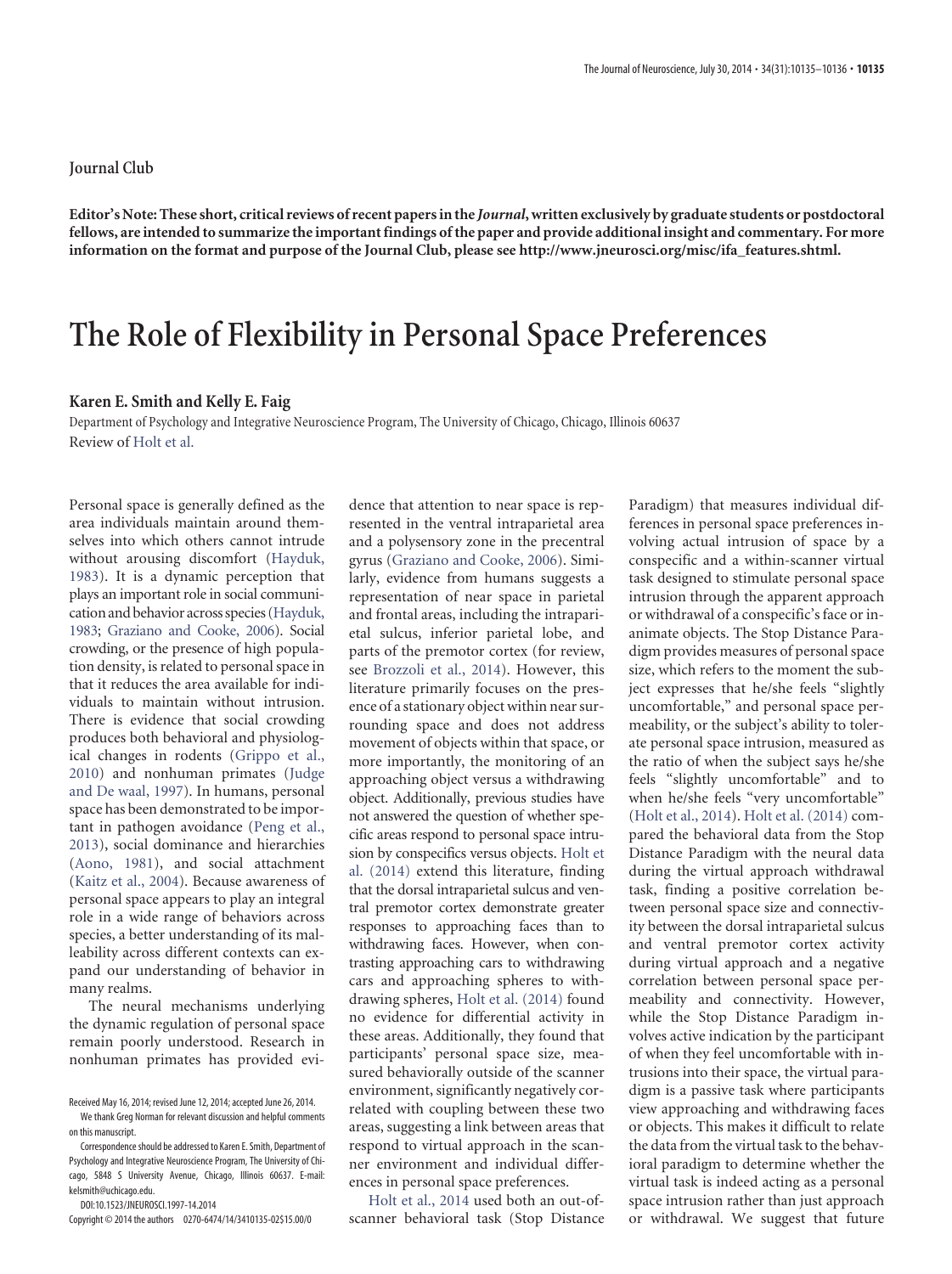Journal Club

**Editor's Note: These short, critical reviews of recent papers in the *Journal*, written exclusively by graduate students or postdoctoral fellows, are intended to summarize the important findings of the paper and provide additional insight and commentary. For more information on the format and purpose of the Journal Club, please see http://www.jneurosci.org/misc/ifa_features.shtml.**

# The Role of Flexibility in Personal Space Preferences

**Karen E. Smith and Kelly E. Faig**

Department of Psychology and Integrative Neuroscience Program, The University of Chicago, Chicago, Illinois 60637

Review of Holt et al.

Personal space is generally defined as the area individuals maintain around themselves into which others cannot intrude without arousing discomfort (Hayduk, 1983). It is a dynamic perception that plays an important role in social communication and behavior across species (Hayduk, 1983; Graziano and Cooke, 2006). Social crowding, or the presence of high population density, is related to personal space in that it reduces the area available for individuals to maintain without intrusion. There is evidence that social crowding produces both behavioral and physiological changes in rodents (Grippo et al., 2010) and nonhuman primates (Judge and De waal, 1997). In humans, personal space has been demonstrated to be important in pathogen avoidance (Peng et al., 2013), social dominance and hierarchies (Aono, 1981), and social attachment (Kaitz et al., 2004). Because awareness of personal space appears to play an integral role in a wide range of behaviors across species, a better understanding of its malleability across different contexts can expand our understanding of behavior in many realms.

The neural mechanisms underlying the dynamic regulation of personal space remain poorly understood. Research in nonhuman primates has provided evidence that attention to near space is represented in the ventral intraparietal area and a polysensory zone in the precentral gyrus (Graziano and Cooke, 2006). Similarly, evidence from humans suggests a representation of near space in parietal and frontal areas, including the intraparietal sulcus, inferior parietal lobe, and parts of the premotor cortex (for review, see Brozzoli et al., 2014). However, this literature primarily focuses on the presence of a stationary object within near surrounding space and does not address movement of objects within that space, or more importantly, the monitoring of an approaching object versus a withdrawing object. Additionally, previous studies have not answered the question of whether specific areas respond to personal space intrusion by conspecifics versus objects. Holt et al. (2014) extend this literature, finding that the dorsal intraparietal sulcus and ventral premotor cortex demonstrate greater responses to approaching faces than to withdrawing faces. However, when contrasting approaching cars to withdrawing cars and approaching spheres to withdrawing spheres, Holt et al. (2014) found no evidence for differential activity in these areas. Additionally, they found that participants' personal space size, measured behaviorally outside of the scanner environment, significantly negatively correlated with coupling between these two areas, suggesting a link between areas that respond to virtual approach in the scanner environment and individual differences in personal space preferences.

Holt et al., 2014 used both an out-of-scanner behavioral task (Stop Distance Paradigm) that measures individual differences in personal space preferences involving actual intrusion of space by a conspecific and a within-scanner virtual task designed to stimulate personal space intrusion through the apparent approach or withdrawal of a conspecific's face or inanimate objects. The Stop Distance Paradigm provides measures of personal space size, which refers to the moment the subject expresses that he/she feels "slightly uncomfortable," and personal space permeability, or the subject's ability to tolerate personal space intrusion, measured as the ratio of when the subject says he/she feels "slightly uncomfortable" and to when he/she feels "very uncomfortable" (Holt et al., 2014). Holt et al. (2014) compared the behavioral data from the Stop Distance Paradigm with the neural data during the virtual approach withdrawal task, finding a positive correlation between personal space size and connectivity between the dorsal intraparietal sulcus and ventral premotor cortex activity during virtual approach and a negative correlation between personal space permeability and connectivity. However, while the Stop Distance Paradigm involves active indication by the participant of when they feel uncomfortable with intrusions into their space, the virtual paradigm is a passive task where participants view approaching and withdrawing faces or objects. This makes it difficult to relate the data from the virtual task to the behavioral paradigm to determine whether the virtual task is indeed acting as a personal space intrusion rather than just approach or withdrawal. We suggest that future

Received May 16, 2014; revised June 12, 2014; accepted June 26, 2014.

We thank Greg Norman for relevant discussion and helpful comments on this manuscript.

Correspondence should be addressed to Karen E. Smith, Department of Psychology and Integrative Neuroscience Program, The University of Chicago, 5848 S University Avenue, Chicago, Illinois 60637. E-mail: kelsmith@uchicago.edu.

DOI:10.1523/JNEUROSCI.1997-14.2014

Copyright © 2014 the authors 0270-6474/14/3410135-02$15.00/0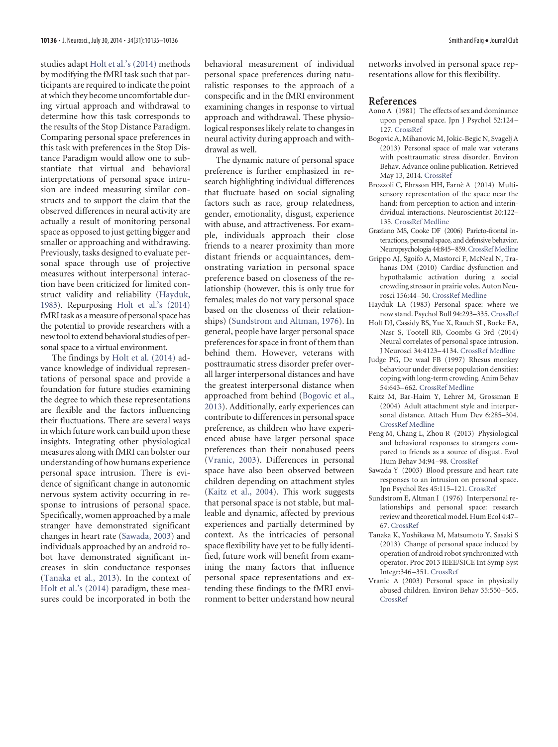studies adapt Holt et al.'s (2014) methods by modifying the fMRI task such that participants are required to indicate the point at which they become uncomfortable during virtual approach and withdrawal to determine how this task corresponds to the results of the Stop Distance Paradigm. Comparing personal space preferences in this task with preferences in the Stop Distance Paradigm would allow one to substantiate that virtual and behavioral interpretations of personal space intrusion are indeed measuring similar constructs and to support the claim that the observed differences in neural activity are actually a result of monitoring personal space as opposed to just getting bigger and smaller or approaching and withdrawing. Previously, tasks designed to evaluate personal space through use of projective measures without interpersonal interaction have been criticized for limited construct validity and reliability (Hayduk, 1983). Repurposing Holt et al.'s (2014) fMRI task as a measure of personal space has the potential to provide researchers with a new tool to extend behavioral studies of personal space to a virtual environment.

The findings by Holt et al. (2014) advance knowledge of individual representations of personal space and provide a foundation for future studies examining the degree to which these representations are flexible and the factors influencing their fluctuations. There are several ways in which future work can build upon these insights. Integrating other physiological measures along with fMRI can bolster our understanding of how humans experience personal space intrusion. There is evidence of significant change in autonomic nervous system activity occurring in response to intrusions of personal space. Specifically, women approached by a male stranger have demonstrated significant changes in heart rate (Sawada, 2003) and individuals approached by an android robot have demonstrated significant increases in skin conductance responses (Tanaka et al., 2013). In the context of Holt et al.'s (2014) paradigm, these measures could be incorporated in both the behavioral measurement of individual personal space preferences during naturalistic responses to the approach of a conspecific and in the fMRI environment examining changes in response to virtual approach and withdrawal. These physiological responses likely relate to changes in neural activity during approach and withdrawal as well.

The dynamic nature of personal space preference is further emphasized in research highlighting individual differences that fluctuate based on social signaling factors such as race, group relatedness, gender, emotionality, disgust, experience with abuse, and attractiveness. For example, individuals approach their close friends to a nearer proximity than more distant friends or acquaintances, demonstrating variation in personal space preference based on closeness of the relationship (however, this is only true for females; males do not vary personal space based on the closeness of their relationships) (Sundstrom and Altman, 1976). In general, people have larger personal space preferences for space in front of them than behind them. However, veterans with posttraumatic stress disorder prefer overall larger interpersonal distances and have the greatest interpersonal distance when approached from behind (Bogovic et al., 2013). Additionally, early experiences can contribute to differences in personal space preference, as children who have experienced abuse have larger personal space preferences than their nonabused peers (Vranic, 2003). Differences in personal space have also been observed between children depending on attachment styles (Kaitz et al., 2004). This work suggests that personal space is not stable, but malleable and dynamic, affected by previous experiences and partially determined by context. As the intricacies of personal space flexibility have yet to be fully identified, future work will benefit from examining the many factors that influence personal space representations and extending these findings to the fMRI environment to better understand how neural networks involved in personal space representations allow for this flexibility.

## References

Aono A (1981) The effects of sex and dominance upon personal space. Jpn J Psychol 52:124–127. CrossRef

Bogovic A, Mihanovic M, Jokic-Begic N, Svagelj A (2013) Personal space of male war veterans with posttraumatic stress disorder. Environ Behav. Advance online publication. Retrieved May 13, 2014. CrossRef

Brozzoli C, Ehrsson HH, Farnè A (2014) Multisensory representation of the space near the hand: from perception to action and interindividual interactions. Neuroscientist 20:122–135. CrossRef Medline

Graziano MS, Cooke DF (2006) Parieto-frontal interactions, personal space, and defensive behavior. Neuropsychologia 44:845–859. CrossRef Medline

Grippo AJ, Sgoifo A, Mastorci F, McNeal N, Trahanas DM (2010) Cardiac dysfunction and hypothalamic activation during a social crowding stressor in prairie voles. Auton Neurosci 156:44–50. CrossRef Medline

Hayduk LA (1983) Personal space: where we now stand. Psychol Bull 94:293–335. CrossRef

Holt DJ, Cassidy BS, Yue X, Rauch SL, Boeke EA, Nasr S, Tootell RB, Coombs G 3rd (2014) Neural correlates of personal space intrusion. J Neurosci 34:4123–4134. CrossRef Medline

Judge PG, De waal FB (1997) Rhesus monkey behaviour under diverse population densities: coping with long-term crowding. Anim Behav 54:643–662. CrossRef Medline

Kaitz M, Bar-Haim Y, Lehrer M, Grossman E (2004) Adult attachment style and interpersonal distance. Attach Hum Dev 6:285–304. CrossRef Medline

Peng M, Chang L, Zhou R (2013) Physiological and behavioral responses to strangers compared to friends as a source of disgust. Evol Hum Behav 34:94–98. CrossRef

Sawada Y (2003) Blood pressure and heart rate responses to an intrusion on personal space. Jpn Psychol Res 45:115–121. CrossRef

Sundstrom E, Altman I (1976) Interpersonal relationships and personal space: research review and theoretical model. Hum Ecol 4:47–67. CrossRef

Tanaka K, Yoshikawa M, Matsumoto Y, Sasaki S (2013) Change of personal space induced by operation of android robot synchronized with operator. Proc 2013 IEEE/SICE Int Symp Syst Integr:346–351. CrossRef

Vranic A (2003) Personal space in physically abused children. Environ Behav 35:550–565. CrossRef